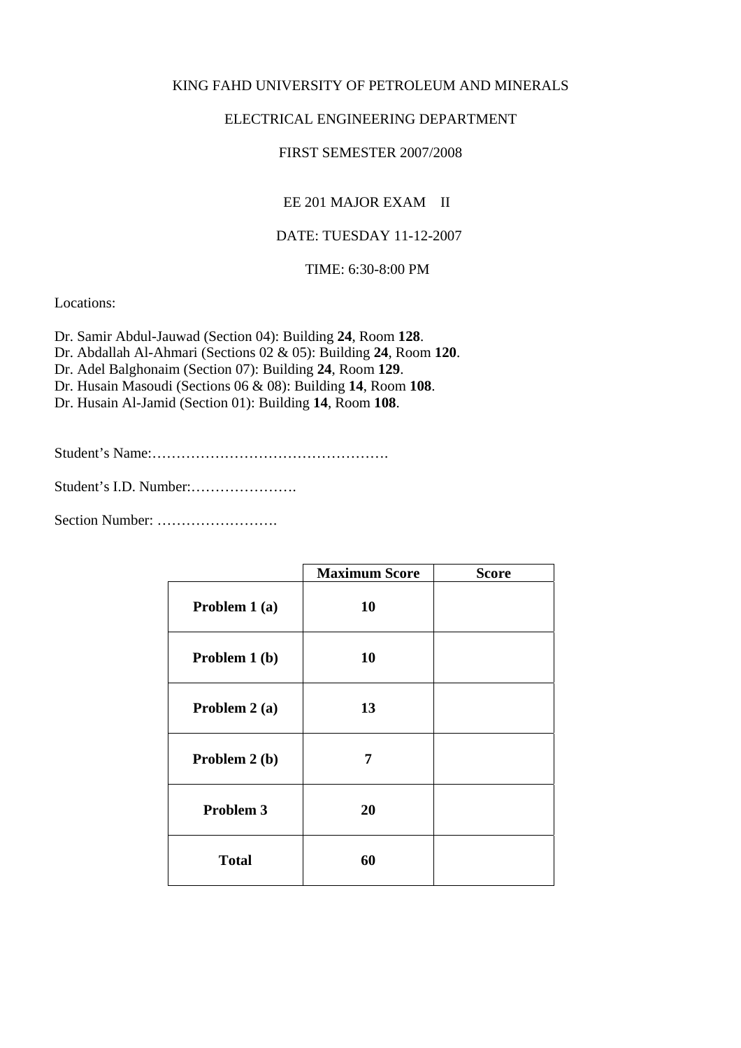KING FAHD UNIVERSITY OF PETROLEUM AND MINERALS

ELECTRICAL ENGINEERING DEPARTMENT

FIRST SEMESTER 2007/2008

EE 201 MAJOR EXAM II

DATE: TUESDAY 11-12-2007

TIME: 6:30-8:00 PM

Locations:

Dr. Samir Abdul-Jauwad (Section 04): Building **24**, Room **128**.
Dr. Abdallah Al-Ahmari (Sections 02 & 05): Building **24**, Room **120**.
Dr. Adel Balghonaim (Section 07): Building **24**, Room **129**.
Dr. Husain Masoudi (Sections 06 & 08): Building **14**, Room **108**.
Dr. Husain Al-Jamid (Section 01): Building **14**, Room **108**.

Student's Name:………………………………………….

Student's I.D. Number:………………….

Section Number: …………………….

| | **Maximum Score** | **Score** |
|---|---|---|
| **Problem 1 (a)** | **10** | |
| **Problem 1 (b)** | **10** | |
| **Problem 2 (a)** | **13** | |
| **Problem 2 (b)** | **7** | |
| **Problem 3** | **20** | |
| **Total** | **60** | |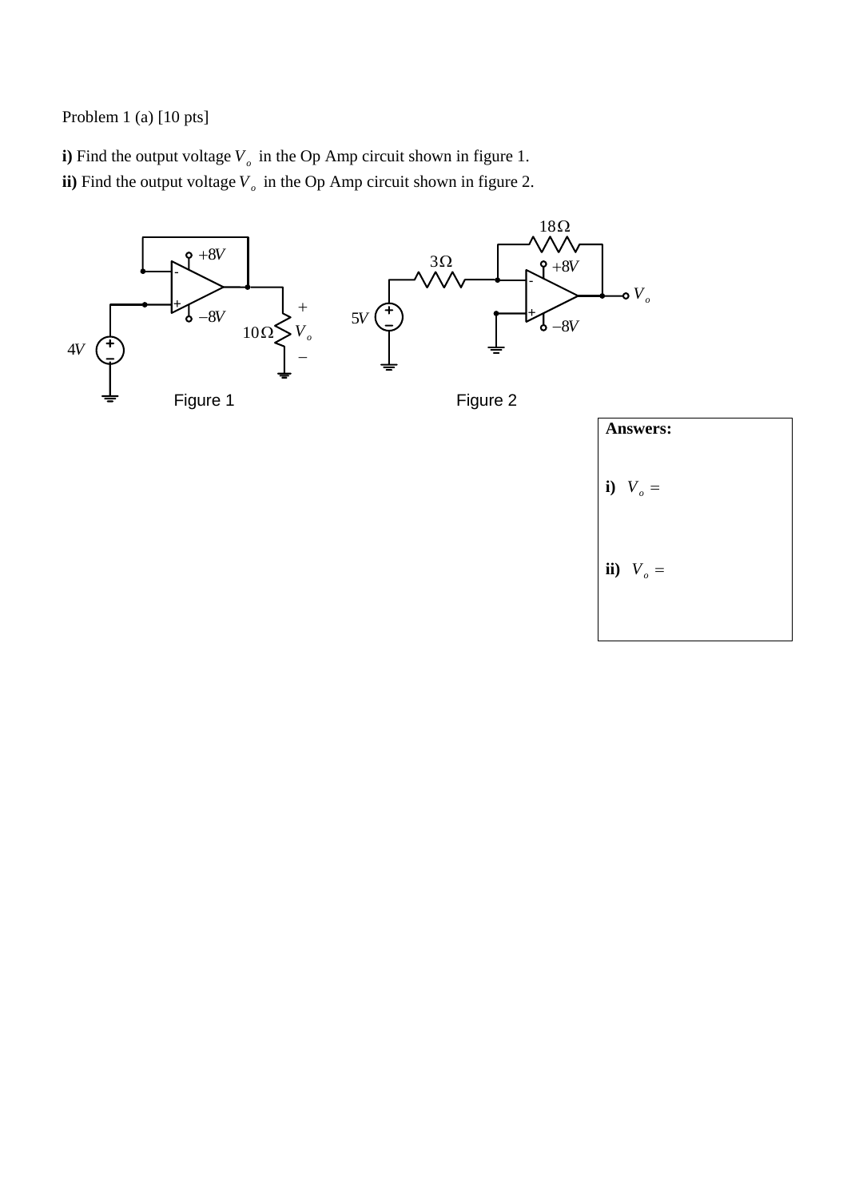Problem 1 (a) [10 pts]

**i)** Find the output voltage $V_o$ in the Op Amp circuit shown in figure 1.

**ii)** Find the output voltage $V_o$ in the Op Amp circuit shown in figure 2.

Figure 1

Figure 2

**Answers:**

**i)** $V_o =$

**ii)** $V_o =$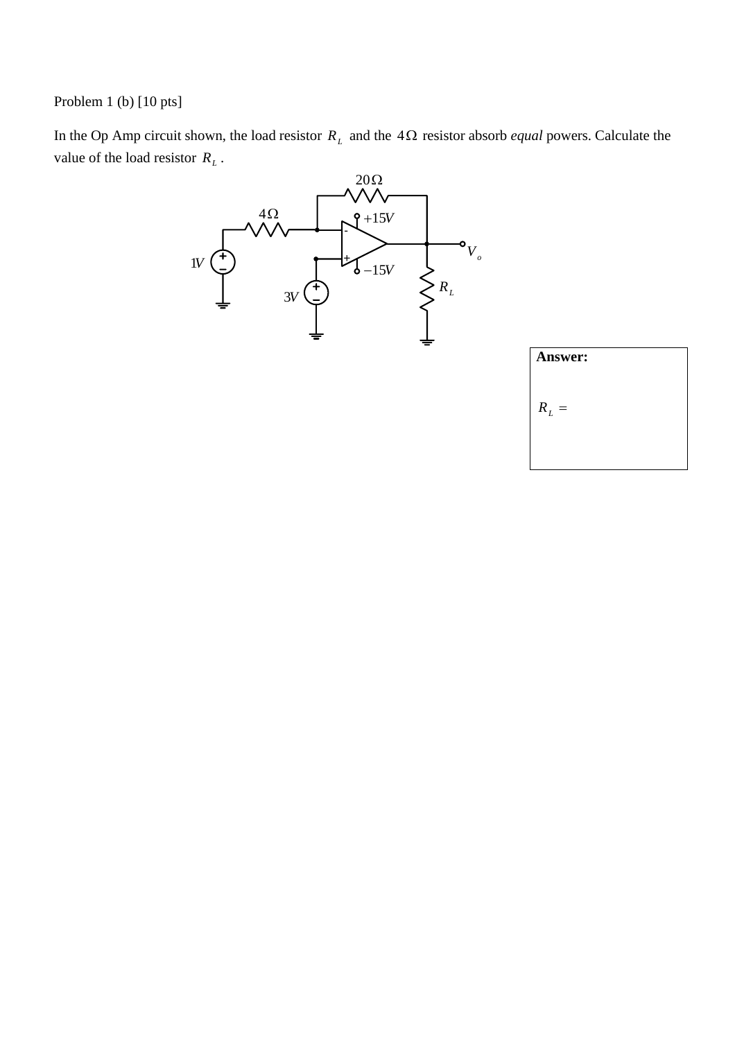Problem 1 (b) [10 pts]

In the Op Amp circuit shown, the load resistor $R_L$ and the $4\,\Omega$ resistor absorb *equal* powers. Calculate the value of the load resistor $R_L$.

$20\Omega$

$4\Omega$

$+15V$

$V_o$

$1V$

$-15V$

$R_L$

$3V$

**Answer:**

$R_L =$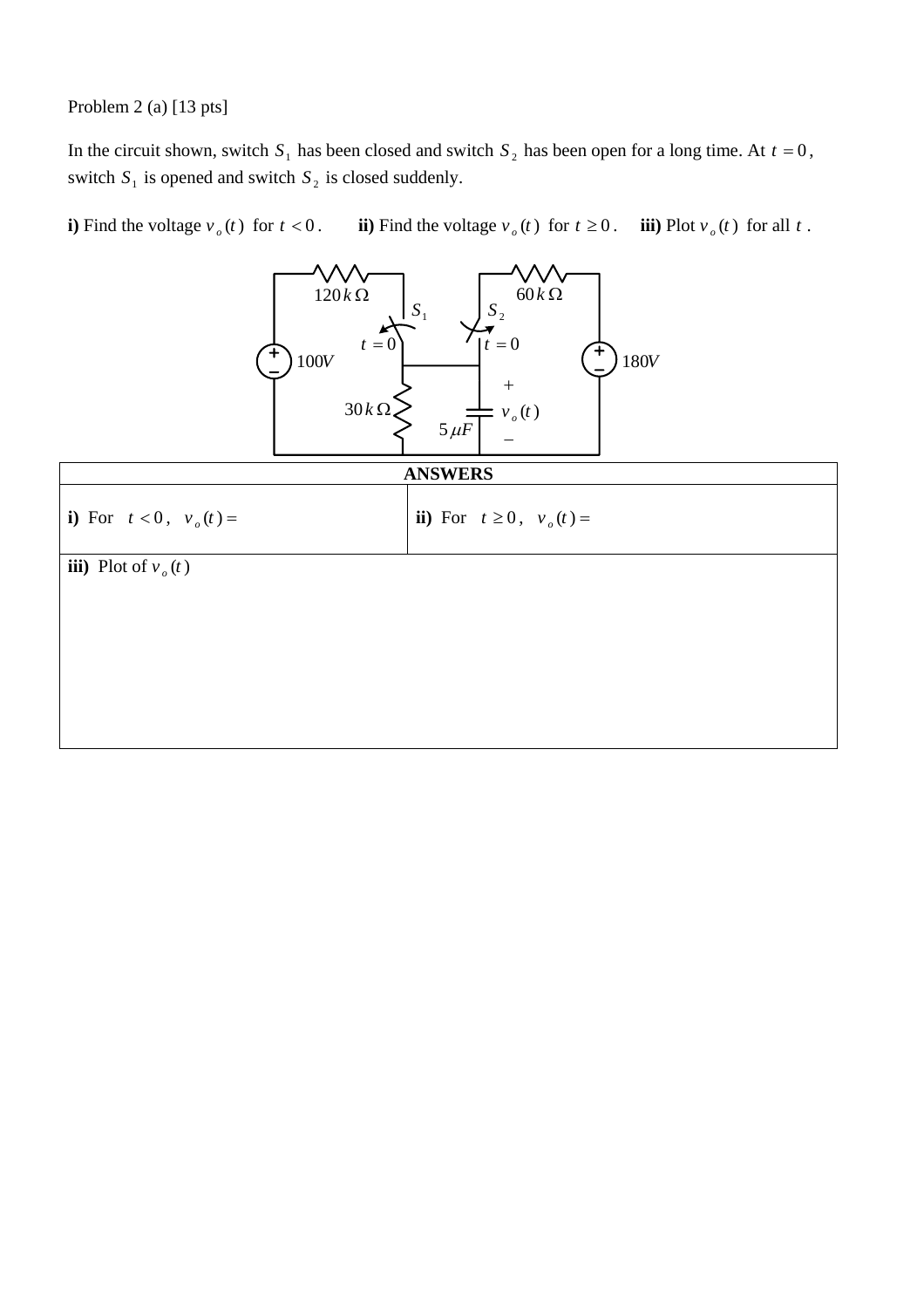Problem 2 (a) [13 pts]

In the circuit shown, switch $S_1$ has been closed and switch $S_2$ has been open for a long time. At $t = 0$, switch $S_1$ is opened and switch $S_2$ is closed suddenly.

**i)** Find the voltage $v_o(t)$ for $t < 0$. **ii)** Find the voltage $v_o(t)$ for $t \geq 0$. **iii)** Plot $v_o(t)$ for all $t$.

| **ANSWERS** | |
|---|---|
| **i)** For $t < 0$, $v_o(t) =$ | **ii)** For $t \geq 0$, $v_o(t) =$ |
| **iii)** Plot of $v_o(t)$ | |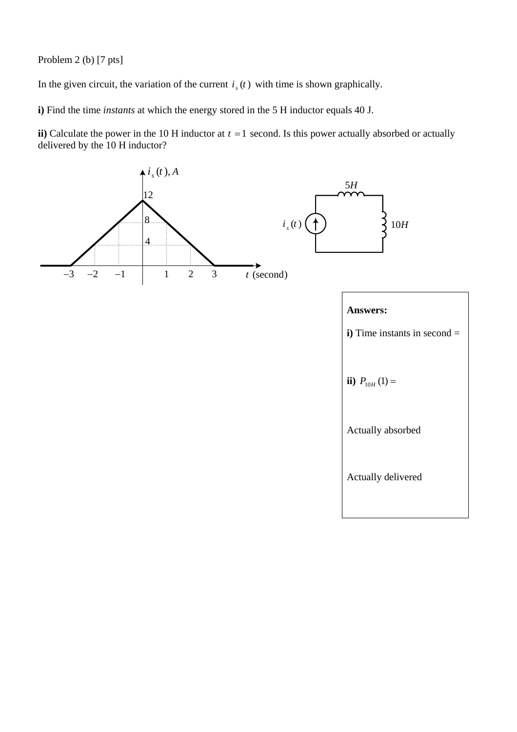Problem 2 (b) [7 pts]

In the given circuit, the variation of the current $i_s(t)$ with time is shown graphically.

**i)** Find the time *instants* at which the energy stored in the 5 H inductor equals 40 J.

**ii)** Calculate the power in the 10 H inductor at $t = 1$ second. Is this power actually absorbed or actually delivered by the 10 H inductor?

$i_s(t), A$

12

8

4

$-3$ $-2$ $-1$ 1 2 3 $t$ (second)

5$H$

$i_s(t)$ 10$H$

**Answers:**

**i)** Time instants in second =

**ii)** $P_{10H}(1) =$

Actually absorbed

Actually delivered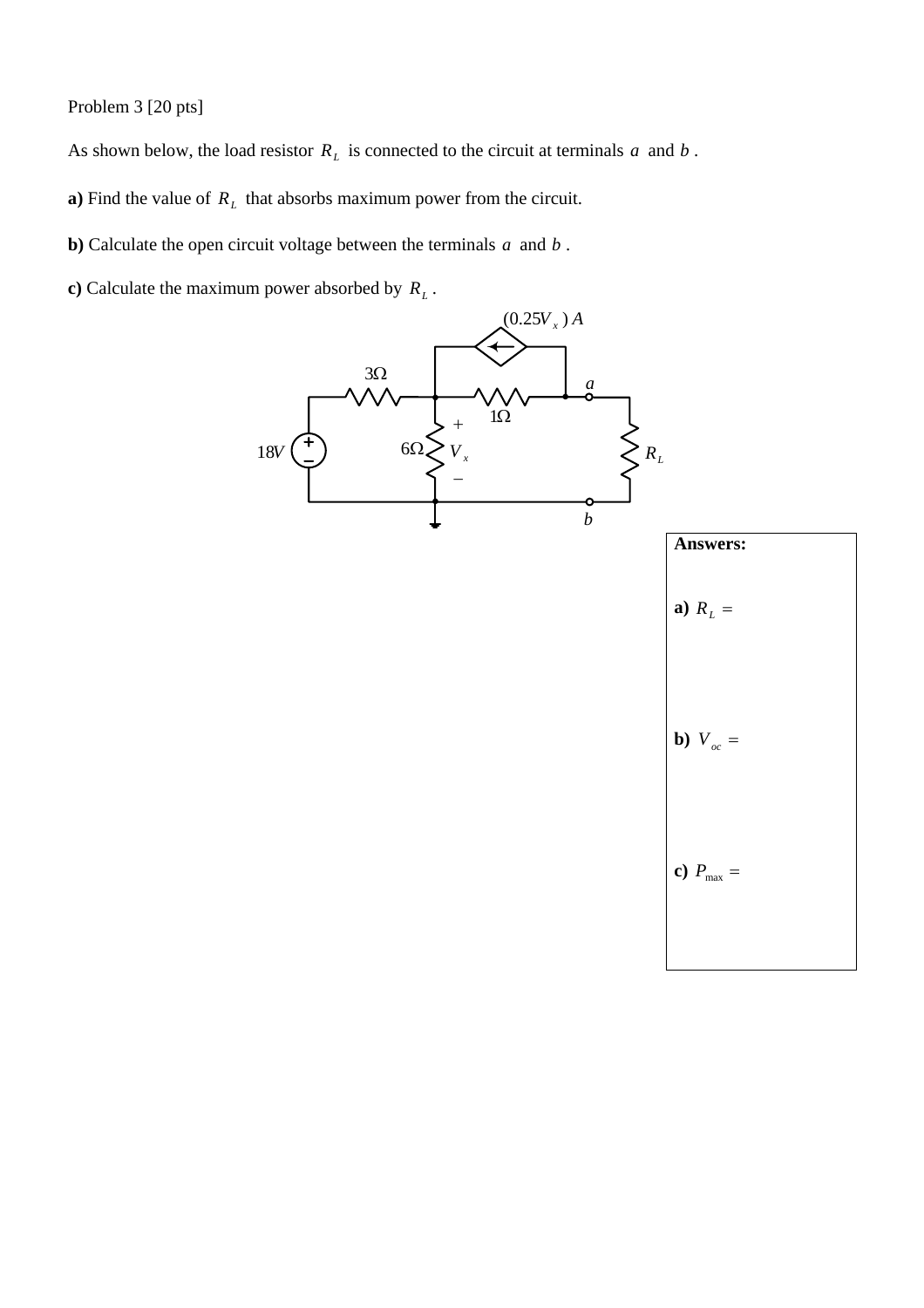Problem 3 [20 pts]

As shown below, the load resistor $R_L$ is connected to the circuit at terminals $a$ and $b$.

**a)** Find the value of $R_L$ that absorbs maximum power from the circuit.

**b)** Calculate the open circuit voltage between the terminals $a$ and $b$.

**c)** Calculate the maximum power absorbed by $R_L$.

$(0.25V_x)\,A$

$3\Omega$

$a$

$1\Omega$

$+$

$18V$

$6\Omega$

$V_x$

$R_L$

$-$

$b$

**Answers:**

**a)** $R_L =$

**b)** $V_{oc} =$

**c)** $P_{\max} =$